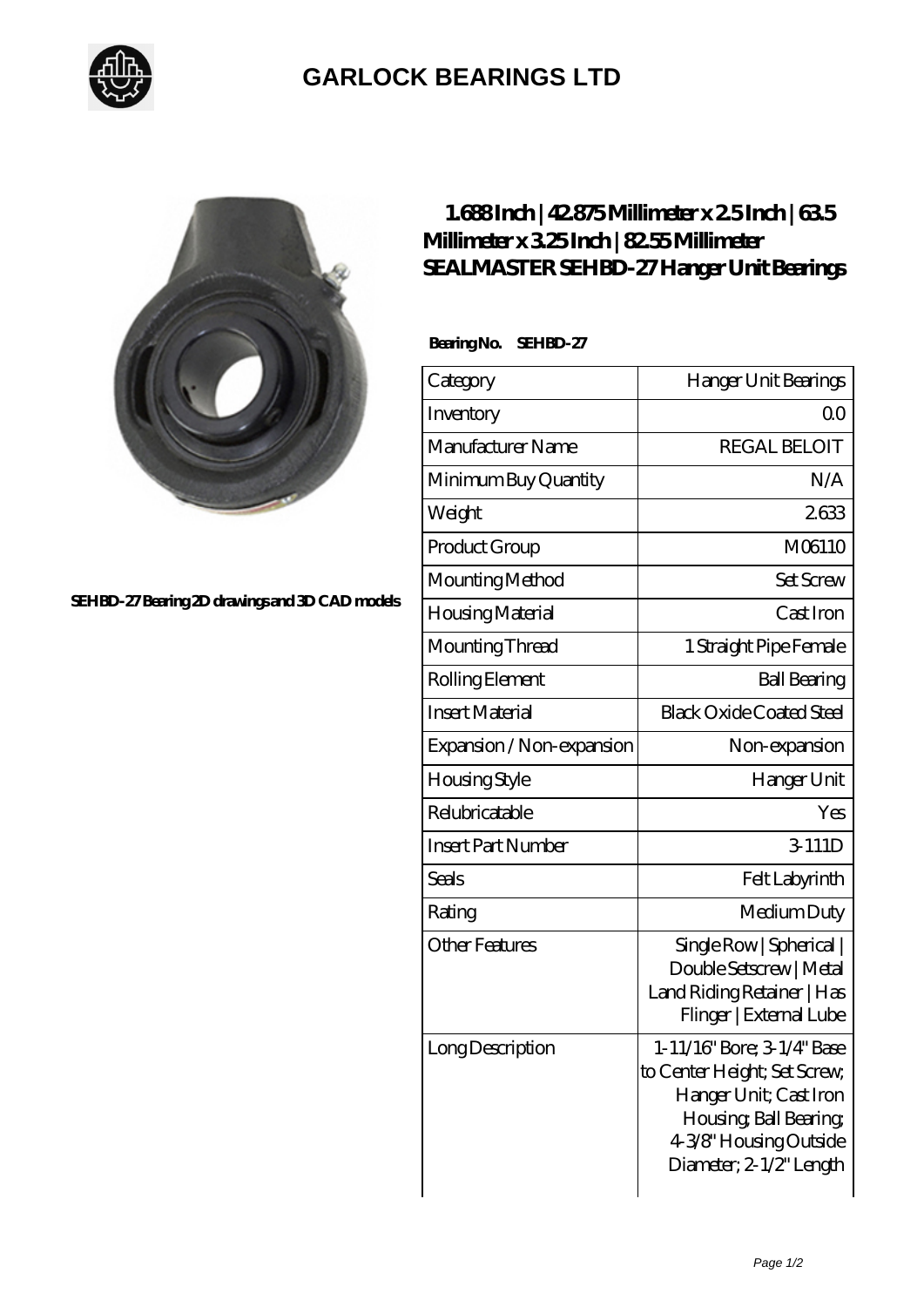# GARLOCK BEARINGS LTD

SEHBD-27 Bearing 2D drawings and 3D CAD models

## 1.688 Inch | 42.875 Millimeter x 2.5 Inch | 63.5 Millimeter x 3.25 Inch | 82.55 Millimeter SEALMASTER SEHBD-27 Hanger Unit Bearings

**Bearing No. SEHBD-27**

| Category | Hanger Unit Bearings |
|---|---|
| Inventory | 0.0 |
| Manufacturer Name | REGAL BELOIT |
| Minimum Buy Quantity | N/A |
| Weight | 2.633 |
| Product Group | M06110 |
| Mounting Method | Set Screw |
| Housing Material | Cast Iron |
| Mounting Thread | 1 Straight Pipe Female |
| Rolling Element | Ball Bearing |
| Insert Material | Black Oxide Coated Steel |
| Expansion / Non-expansion | Non-expansion |
| Housing Style | Hanger Unit |
| Relubricatable | Yes |
| Insert Part Number | 3-111D |
| Seals | Felt Labyrinth |
| Rating | Medium Duty |
| Other Features | Single Row \| Spherical \| Double Setscrew \| Metal Land Riding Retainer \| Has Flinger \| External Lube |
| Long Description | 1-11/16" Bore; 3-1/4" Base to Center Height; Set Screw; Hanger Unit; Cast Iron Housing; Ball Bearing; 4-3/8" Housing Outside Diameter; 2-1/2" Length |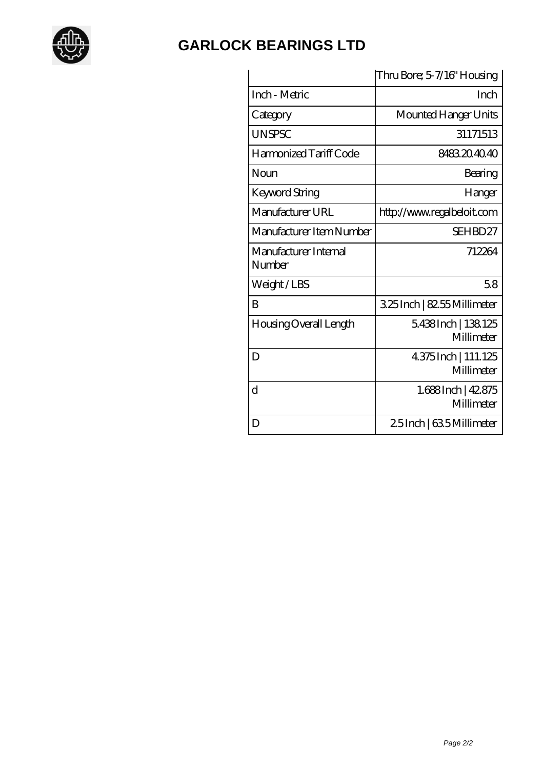# GARLOCK BEARINGS LTD

| | |
|---|---|
| | Thru Bore; 5-7/16" Housing |
| Inch - Metric | Inch |
| Category | Mounted Hanger Units |
| UNSPSC | 31171513 |
| Harmonized Tariff Code | 8483.20.40.40 |
| Noun | Bearing |
| Keyword String | Hanger |
| Manufacturer URL | http://www.regalbeloit.com |
| Manufacturer Item Number | SEHBD27 |
| Manufacturer Internal Number | 712264 |
| Weight / LBS | 5.8 |
| B | 3.25 Inch \| 82.55 Millimeter |
| Housing Overall Length | 5.438 Inch \| 138.125 Millimeter |
| D | 4.375 Inch \| 111.125 Millimeter |
| d | 1.688 Inch \| 42.875 Millimeter |
| D | 2.5 Inch \| 63.5 Millimeter |